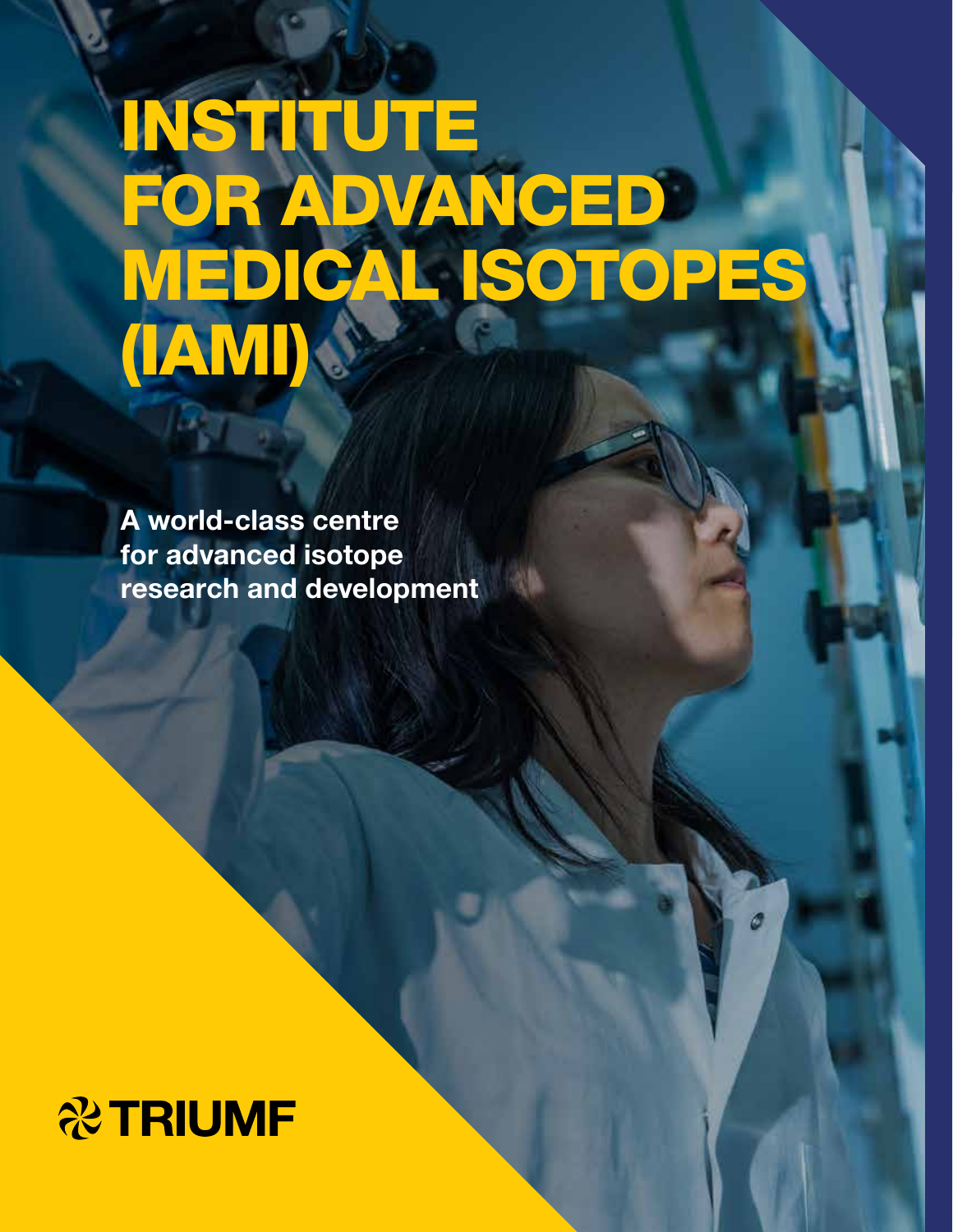# INSTITUTE FOR ADVANCED MEDICAL ISOTOPES (IAMI)

**A world-class centre for advanced isotope research and development**

TRIUMF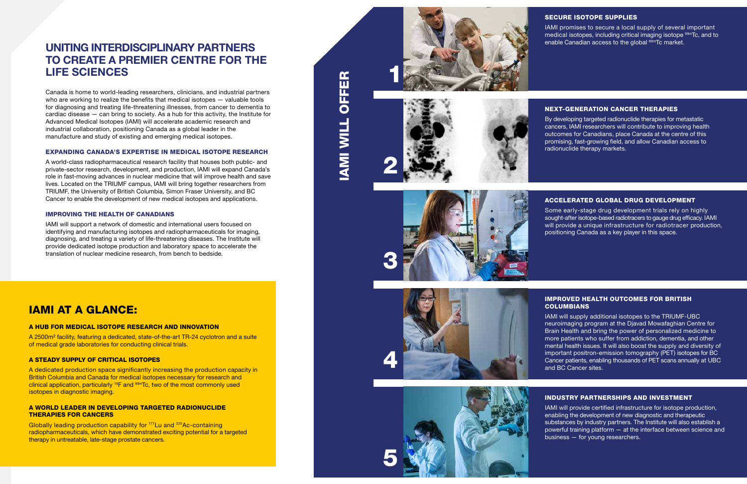# UNITING INTERDISCIPLINARY PARTNERS TO CREATE A PREMIER CENTRE FOR THE LIFE SCIENCES

Canada is home to world-leading researchers, clinicians, and industrial partners who are working to realize the benefits that medical isotopes — valuable tools for diagnosing and treating life-threatening illnesses, from cancer to dementia to cardiac disease — can bring to society. As a hub for this activity, the Institute for Advanced Medical Isotopes (IAMI) will accelerate academic research and industrial collaboration, positioning Canada as a global leader in the manufacture and study of existing and emerging medical isotopes.

### EXPANDING CANADA'S EXPERTISE IN MEDICAL ISOTOPE RESEARCH

A world-class radiopharmaceutical research facility that houses both public- and private-sector research, development, and production, IAMI will expand Canada's role in fast-moving advances in nuclear medicine that will improve health and save lives. Located on the TRIUMF campus, IAMI will bring together researchers from TRIUMF, the University of British Columbia, Simon Fraser University, and BC Cancer to enable the development of new medical isotopes and applications.

### IMPROVING THE HEALTH OF CANADIANS

IAMI will support a network of domestic and international users focused on identifying and manufacturing isotopes and radiopharmaceuticals for imaging, diagnosing, and treating a variety of life-threatening diseases. The Institute will provide dedicated isotope production and laboratory space to accelerate the translation of nuclear medicine research, from bench to bedside.

## IAMI AT A GLANCE:

### A HUB FOR MEDICAL ISOTOPE RESEARCH AND INNOVATION

A 2500m² facility, featuring a dedicated, state-of-the-art TR-24 cyclotron and a suite of medical grade laboratories for conducting clinical trials.

### A STEADY SUPPLY OF CRITICAL ISOTOPES

A dedicated production space significantly increasing the production capacity in British Columbia and Canada for medical isotopes necessary for research and clinical application, particularly $^{18}F$ and $^{99m}Tc$, two of the most commonly used isotopes in diagnostic imaging.

### A WORLD LEADER IN DEVELOPING TARGETED RADIONUCLIDE THERAPIES FOR CANCERS

Globally leading production capability for $^{177}Lu$ and $^{225}Ac$-containing radiopharmaceuticals, which have demonstrated exciting potential for a targeted therapy in untreatable, late-stage prostate cancers.

## IAMI WILL OFFER

### 1 SECURE ISOTOPE SUPPLIES

IAMI promises to secure a local supply of several important medical isotopes, including critical imaging isotope $^{99m}Tc$, and to enable Canadian access to the global $^{99m}Tc$ market.

### 2 NEXT-GENERATION CANCER THERAPIES

By developing targeted radionuclide therapies for metastatic cancers, IAMI researchers will contribute to improving health outcomes for Canadians, place Canada at the centre of this promising, fast-growing field, and allow Canadian access to radionuclide therapy markets.

### 3 ACCELERATED GLOBAL DRUG DEVELOPMENT

Some early-stage drug development trials rely on highly sought-after isotope-based radiotracers to gauge drug efficacy. IAMI will provide a unique infrastructure for radiotracer production, positioning Canada as a key player in this space.

### 4 IMPROVED HEALTH OUTCOMES FOR BRITISH COLUMBIANS

IAMI will supply additional isotopes to the TRIUMF-UBC neuroimaging program at the Djavad Mowafaghian Centre for Brain Health and bring the power of personalized medicine to more patients who suffer from addiction, dementia, and other mental health issues. It will also boost the supply and diversity of important positron-emission tomography (PET) isotopes for BC Cancer patients, enabling thousands of PET scans annually at UBC and BC Cancer sites.

### 5 INDUSTRY PARTNERSHIPS AND INVESTMENT

IAMI will provide certified infrastructure for isotope production, enabling the development of new diagnostic and therapeutic substances by industry partners. The Institute will also establish a powerful training platform — at the interface between science and business — for young researchers.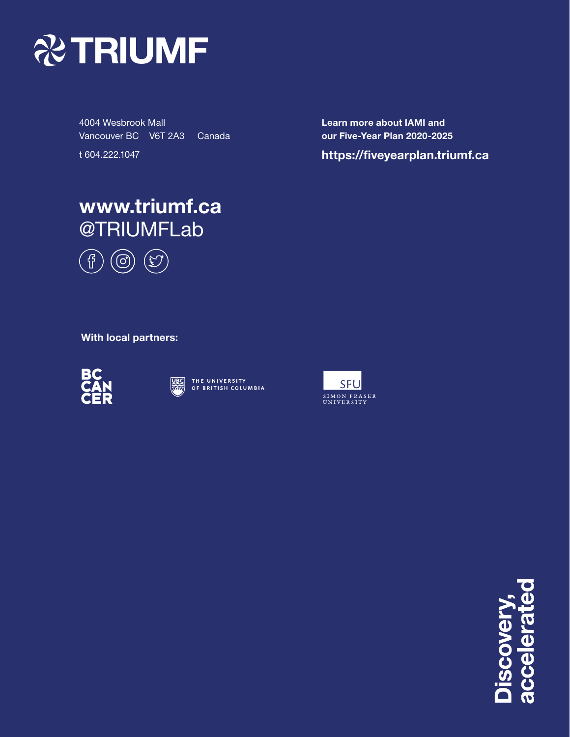# TRIUMF

4004 Wesbrook Mall
Vancouver BC V6T 2A3 Canada

t 604.222.1047

**Learn more about IAMI and our Five-Year Plan 2020-2025**

**https://fiveyearplan.triumf.ca**

**www.triumf.ca**
@TRIUMFLab

**With local partners:**

BC CANCER

THE UNIVERSITY OF BRITISH COLUMBIA

SFU SIMON FRASER UNIVERSITY

**Discovery, accelerated**